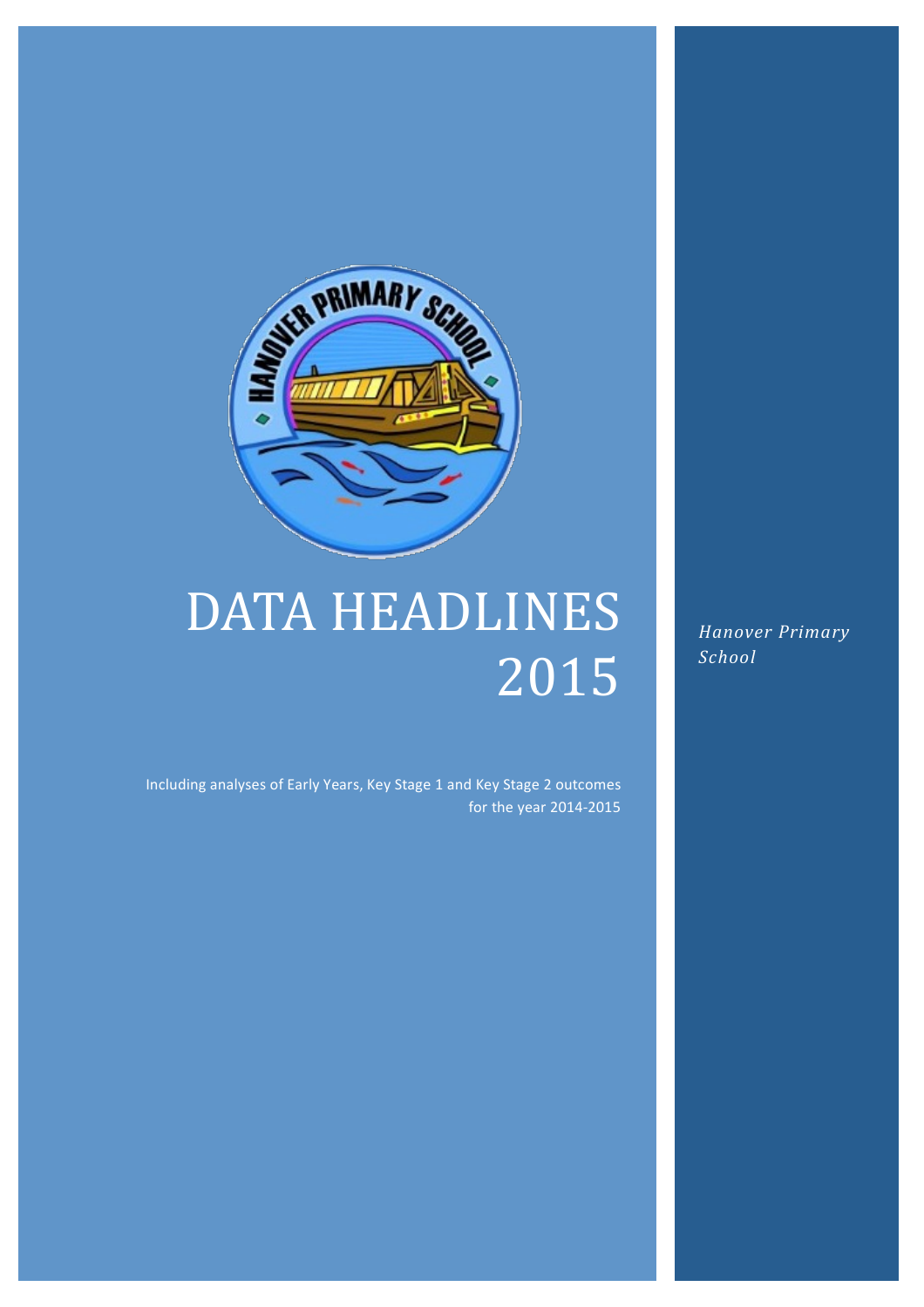# DATA HEADLINES 2015

Including analyses of Early Years, Key Stage 1 and Key Stage 2 outcomes for the year 2014-2015

*Hanover Primary School*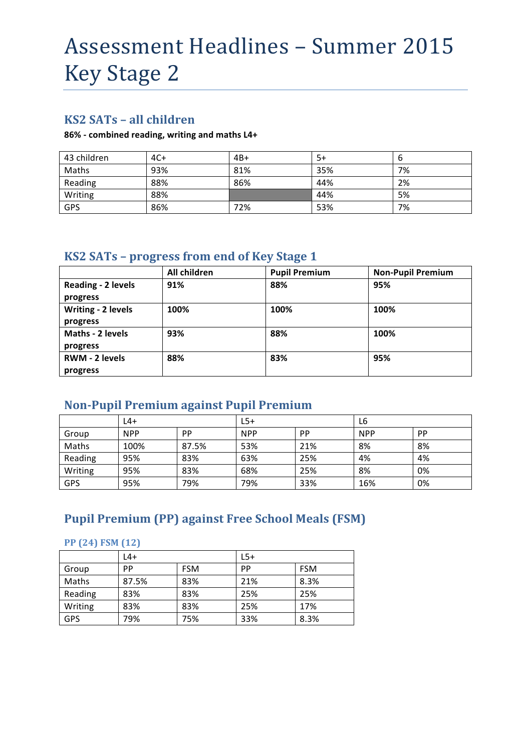# Assessment Headlines – Summer 2015 Key Stage 2

## KS2 SATs – all children

**86% - combined reading, writing and maths L4+**

| 43 children | 4C+ | 4B+ | 5+ | 6 |
|---|---|---|---|---|
| Maths | 93% | 81% | 35% | 7% |
| Reading | 88% | 86% | 44% | 2% |
| Writing | 88% | | 44% | 5% |
| GPS | 86% | 72% | 53% | 7% |

## KS2 SATs – progress from end of Key Stage 1

| | **All children** | **Pupil Premium** | **Non-Pupil Premium** |
|---|---|---|---|
| **Reading - 2 levels progress** | **91%** | **88%** | **95%** |
| **Writing - 2 levels progress** | **100%** | **100%** | **100%** |
| **Maths - 2 levels progress** | **93%** | **88%** | **100%** |
| **RWM - 2 levels progress** | **88%** | **83%** | **95%** |

## Non-Pupil Premium against Pupil Premium

| | L4+ | | L5+ | | L6 | |
|---|---|---|---|---|---|---|
| Group | NPP | PP | NPP | PP | NPP | PP |
| Maths | 100% | 87.5% | 53% | 21% | 8% | 8% |
| Reading | 95% | 83% | 63% | 25% | 4% | 4% |
| Writing | 95% | 83% | 68% | 25% | 8% | 0% |
| GPS | 95% | 79% | 79% | 33% | 16% | 0% |

## Pupil Premium (PP) against Free School Meals (FSM)

### PP (24) FSM (12)

| | L4+ | | L5+ | |
|---|---|---|---|---|
| Group | PP | FSM | PP | FSM |
| Maths | 87.5% | 83% | 21% | 8.3% |
| Reading | 83% | 83% | 25% | 25% |
| Writing | 83% | 83% | 25% | 17% |
| GPS | 79% | 75% | 33% | 8.3% |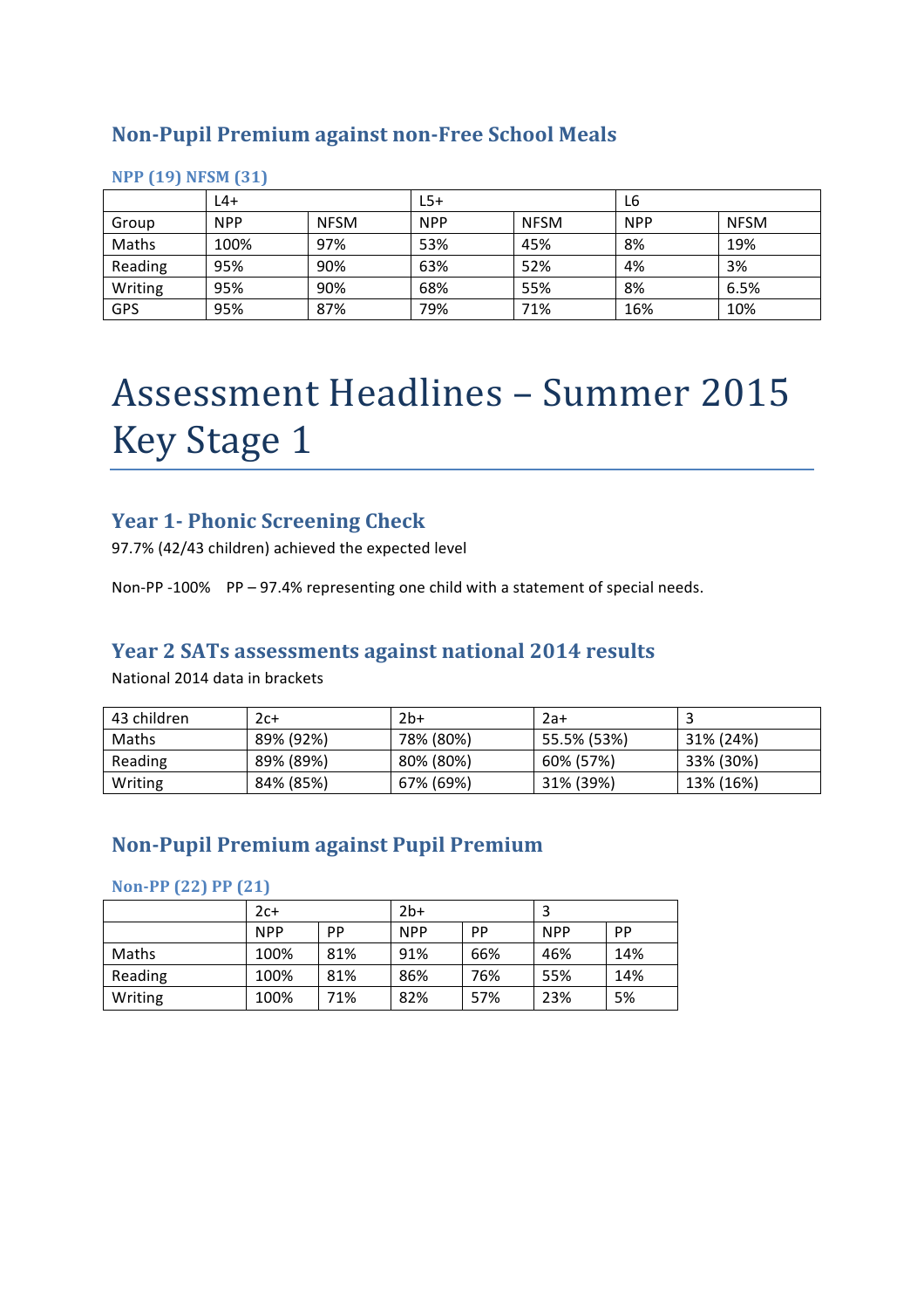### Non-Pupil Premium against non-Free School Meals

#### NPP (19) NFSM (31)

| | L4+ | | L5+ | | L6 | |
|---|---|---|---|---|---|---|
| Group | NPP | NFSM | NPP | NFSM | NPP | NFSM |
| Maths | 100% | 97% | 53% | 45% | 8% | 19% |
| Reading | 95% | 90% | 63% | 52% | 4% | 3% |
| Writing | 95% | 90% | 68% | 55% | 8% | 6.5% |
| GPS | 95% | 87% | 79% | 71% | 16% | 10% |

# Assessment Headlines – Summer 2015 Key Stage 1

### Year 1- Phonic Screening Check

97.7% (42/43 children) achieved the expected level

Non-PP -100%    PP – 97.4% representing one child with a statement of special needs.

### Year 2 SATs assessments against national 2014 results

National 2014 data in brackets

| 43 children | 2c+ | 2b+ | 2a+ | 3 |
|---|---|---|---|---|
| Maths | 89% (92%) | 78% (80%) | 55.5% (53%) | 31% (24%) |
| Reading | 89% (89%) | 80% (80%) | 60% (57%) | 33% (30%) |
| Writing | 84% (85%) | 67% (69%) | 31% (39%) | 13% (16%) |

### Non-Pupil Premium against Pupil Premium

#### Non-PP (22) PP (21)

| | 2c+ | | 2b+ | | 3 | |
|---|---|---|---|---|---|---|
| | NPP | PP | NPP | PP | NPP | PP |
| Maths | 100% | 81% | 91% | 66% | 46% | 14% |
| Reading | 100% | 81% | 86% | 76% | 55% | 14% |
| Writing | 100% | 71% | 82% | 57% | 23% | 5% |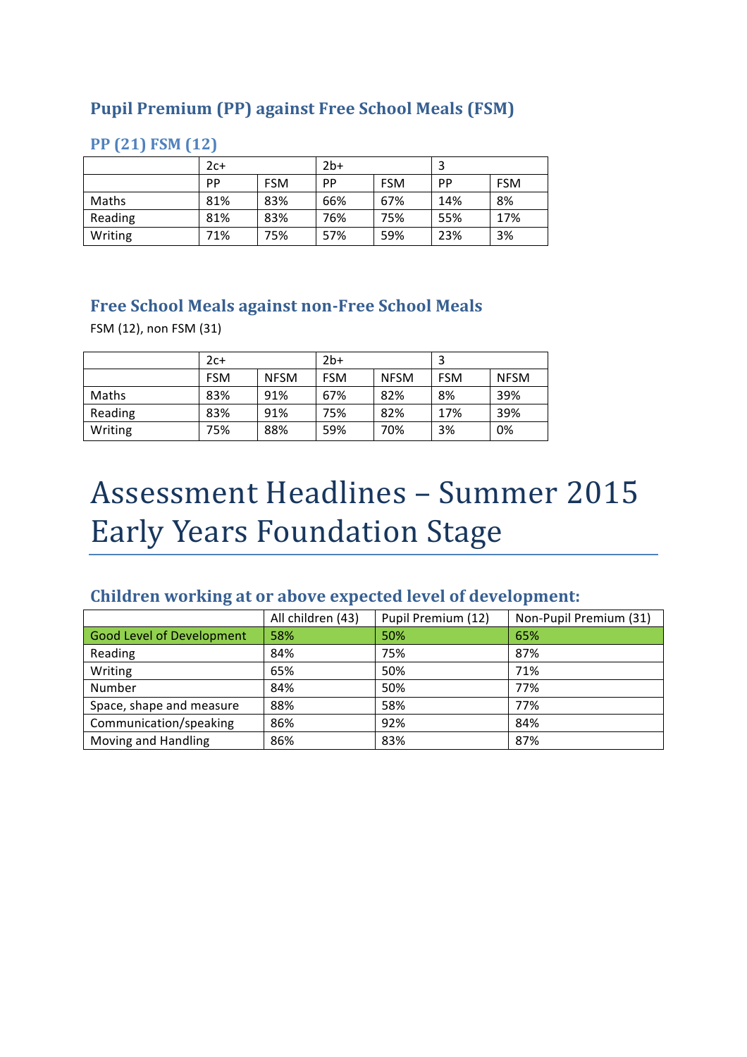## Pupil Premium (PP) against Free School Meals (FSM)

### PP (21) FSM (12)

| | 2c+ | | 2b+ | | 3 | |
|---|---|---|---|---|---|---|
| | PP | FSM | PP | FSM | PP | FSM |
| Maths | 81% | 83% | 66% | 67% | 14% | 8% |
| Reading | 81% | 83% | 76% | 75% | 55% | 17% |
| Writing | 71% | 75% | 57% | 59% | 23% | 3% |

## Free School Meals against non-Free School Meals

FSM (12), non FSM (31)

| | 2c+ | | 2b+ | | 3 | |
|---|---|---|---|---|---|---|
| | FSM | NFSM | FSM | NFSM | FSM | NFSM |
| Maths | 83% | 91% | 67% | 82% | 8% | 39% |
| Reading | 83% | 91% | 75% | 82% | 17% | 39% |
| Writing | 75% | 88% | 59% | 70% | 3% | 0% |

# Assessment Headlines – Summer 2015 Early Years Foundation Stage

## Children working at or above expected level of development:

| | All children (43) | Pupil Premium (12) | Non-Pupil Premium (31) |
|---|---|---|---|
| Good Level of Development | 58% | 50% | 65% |
| Reading | 84% | 75% | 87% |
| Writing | 65% | 50% | 71% |
| Number | 84% | 50% | 77% |
| Space, shape and measure | 88% | 58% | 77% |
| Communication/speaking | 86% | 92% | 84% |
| Moving and Handling | 86% | 83% | 87% |